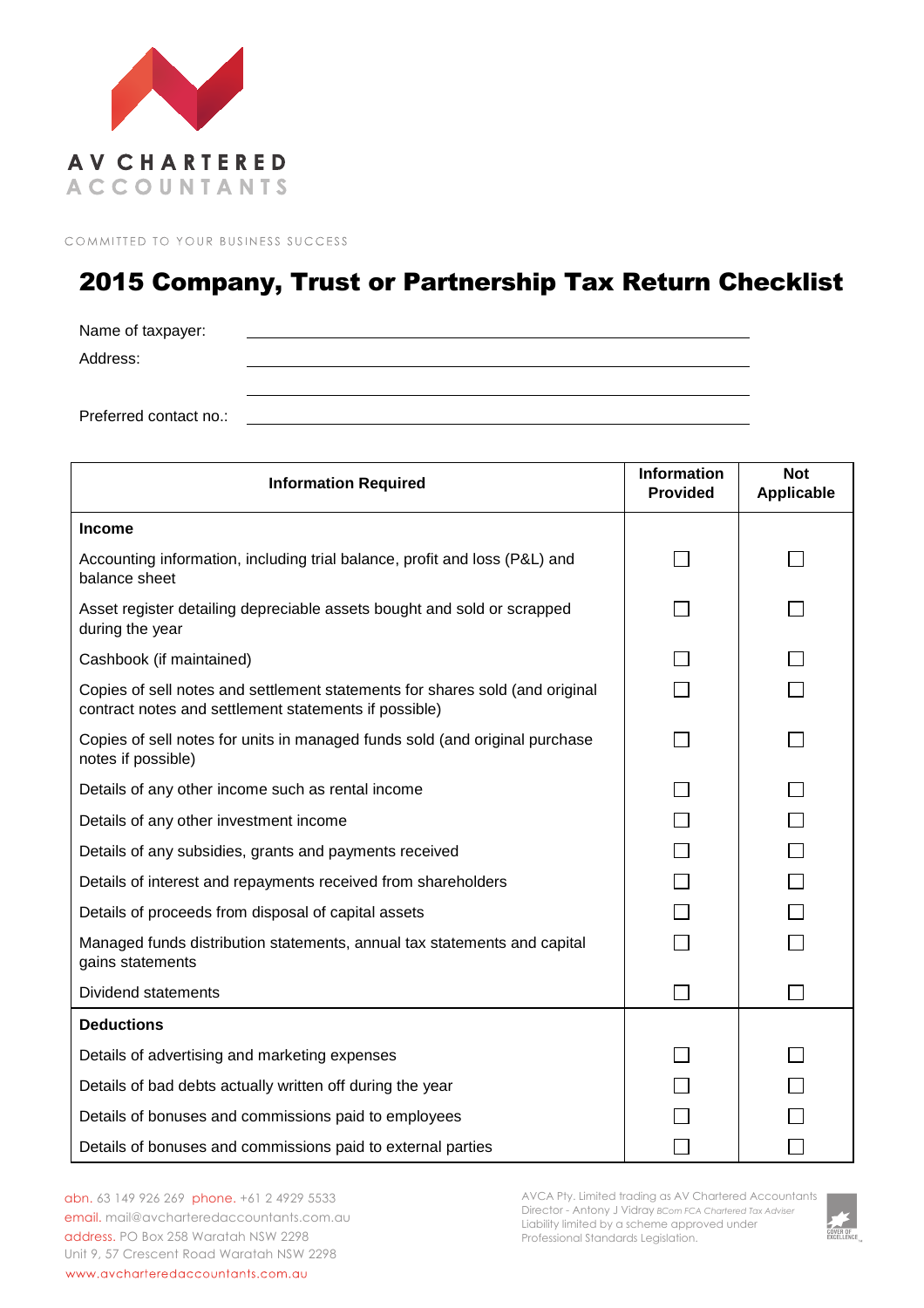AV CHARTERED
ACCOUNTANTS

COMMITTED TO YOUR BUSINESS SUCCESS

# 2015 Company, Trust or Partnership Tax Return Checklist

Name of taxpayer: ____________________

Address: ____________________

____________________

Preferred contact no.: ____________________

| Information Required | Information Provided | Not Applicable |
|---|---|---|
| **Income** | | |
| Accounting information, including trial balance, profit and loss (P&L) and balance sheet | ☐ | ☐ |
| Asset register detailing depreciable assets bought and sold or scrapped during the year | ☐ | ☐ |
| Cashbook (if maintained) | ☐ | ☐ |
| Copies of sell notes and settlement statements for shares sold (and original contract notes and settlement statements if possible) | ☐ | ☐ |
| Copies of sell notes for units in managed funds sold (and original purchase notes if possible) | ☐ | ☐ |
| Details of any other income such as rental income | ☐ | ☐ |
| Details of any other investment income | ☐ | ☐ |
| Details of any subsidies, grants and payments received | ☐ | ☐ |
| Details of interest and repayments received from shareholders | ☐ | ☐ |
| Details of proceeds from disposal of capital assets | ☐ | ☐ |
| Managed funds distribution statements, annual tax statements and capital gains statements | ☐ | ☐ |
| Dividend statements | ☐ | ☐ |
| **Deductions** | | |
| Details of advertising and marketing expenses | ☐ | ☐ |
| Details of bad debts actually written off during the year | ☐ | ☐ |
| Details of bonuses and commissions paid to employees | ☐ | ☐ |
| Details of bonuses and commissions paid to external parties | ☐ | ☐ |

abn. 63 149 926 269 phone. +61 2 4929 5533
email. mail@avcharteredaccountants.com.au
address. PO Box 258 Waratah NSW 2298
Unit 9, 57 Crescent Road Waratah NSW 2298
www.avcharteredaccountants.com.au

AVCA Pty. Limited trading as AV Chartered Accountants
Director - Antony J Vidray *BCom FCA Chartered Tax Adviser*
Liability limited by a scheme approved under Professional Standards Legislation.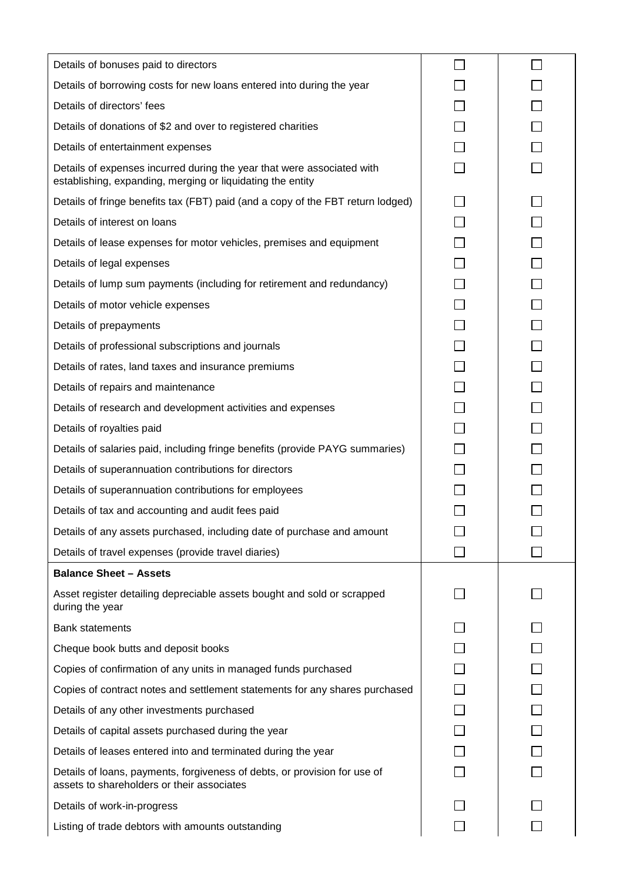| | | |
|---|---|---|
| Details of bonuses paid to directors | ☐ | ☐ |
| Details of borrowing costs for new loans entered into during the year | ☐ | ☐ |
| Details of directors' fees | ☐ | ☐ |
| Details of donations of $2 and over to registered charities | ☐ | ☐ |
| Details of entertainment expenses | ☐ | ☐ |
| Details of expenses incurred during the year that were associated with establishing, expanding, merging or liquidating the entity | ☐ | ☐ |
| Details of fringe benefits tax (FBT) paid (and a copy of the FBT return lodged) | ☐ | ☐ |
| Details of interest on loans | ☐ | ☐ |
| Details of lease expenses for motor vehicles, premises and equipment | ☐ | ☐ |
| Details of legal expenses | ☐ | ☐ |
| Details of lump sum payments (including for retirement and redundancy) | ☐ | ☐ |
| Details of motor vehicle expenses | ☐ | ☐ |
| Details of prepayments | ☐ | ☐ |
| Details of professional subscriptions and journals | ☐ | ☐ |
| Details of rates, land taxes and insurance premiums | ☐ | ☐ |
| Details of repairs and maintenance | ☐ | ☐ |
| Details of research and development activities and expenses | ☐ | ☐ |
| Details of royalties paid | ☐ | ☐ |
| Details of salaries paid, including fringe benefits (provide PAYG summaries) | ☐ | ☐ |
| Details of superannuation contributions for directors | ☐ | ☐ |
| Details of superannuation contributions for employees | ☐ | ☐ |
| Details of tax and accounting and audit fees paid | ☐ | ☐ |
| Details of any assets purchased, including date of purchase and amount | ☐ | ☐ |
| Details of travel expenses (provide travel diaries) | ☐ | ☐ |
| **Balance Sheet – Assets** | | |
| Asset register detailing depreciable assets bought and sold or scrapped during the year | ☐ | ☐ |
| Bank statements | ☐ | ☐ |
| Cheque book butts and deposit books | ☐ | ☐ |
| Copies of confirmation of any units in managed funds purchased | ☐ | ☐ |
| Copies of contract notes and settlement statements for any shares purchased | ☐ | ☐ |
| Details of any other investments purchased | ☐ | ☐ |
| Details of capital assets purchased during the year | ☐ | ☐ |
| Details of leases entered into and terminated during the year | ☐ | ☐ |
| Details of loans, payments, forgiveness of debts, or provision for use of assets to shareholders or their associates | ☐ | ☐ |
| Details of work-in-progress | ☐ | ☐ |
| Listing of trade debtors with amounts outstanding | ☐ | ☐ |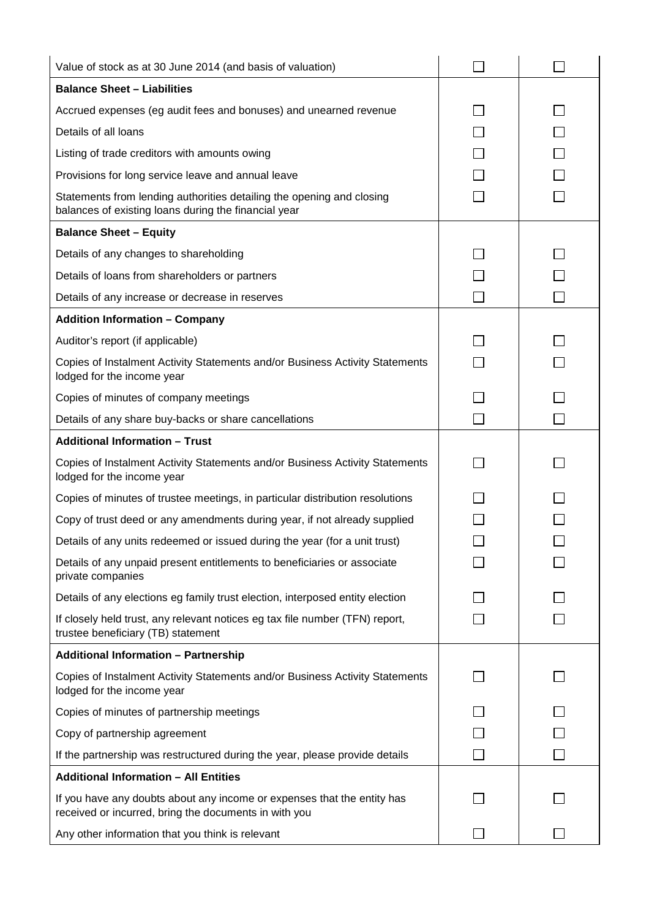| | | |
|---|---|---|
| Value of stock as at 30 June 2014 (and basis of valuation) | ☐ | ☐ |
| **Balance Sheet – Liabilities** | | |
| Accrued expenses (eg audit fees and bonuses) and unearned revenue | ☐ | ☐ |
| Details of all loans | ☐ | ☐ |
| Listing of trade creditors with amounts owing | ☐ | ☐ |
| Provisions for long service leave and annual leave | ☐ | ☐ |
| Statements from lending authorities detailing the opening and closing balances of existing loans during the financial year | ☐ | ☐ |
| **Balance Sheet – Equity** | | |
| Details of any changes to shareholding | ☐ | ☐ |
| Details of loans from shareholders or partners | ☐ | ☐ |
| Details of any increase or decrease in reserves | ☐ | ☐ |
| **Addition Information – Company** | | |
| Auditor's report (if applicable) | ☐ | ☐ |
| Copies of Instalment Activity Statements and/or Business Activity Statements lodged for the income year | ☐ | ☐ |
| Copies of minutes of company meetings | ☐ | ☐ |
| Details of any share buy-backs or share cancellations | ☐ | ☐ |
| **Additional Information – Trust** | | |
| Copies of Instalment Activity Statements and/or Business Activity Statements lodged for the income year | ☐ | ☐ |
| Copies of minutes of trustee meetings, in particular distribution resolutions | ☐ | ☐ |
| Copy of trust deed or any amendments during year, if not already supplied | ☐ | ☐ |
| Details of any units redeemed or issued during the year (for a unit trust) | ☐ | ☐ |
| Details of any unpaid present entitlements to beneficiaries or associate private companies | ☐ | ☐ |
| Details of any elections eg family trust election, interposed entity election | ☐ | ☐ |
| If closely held trust, any relevant notices eg tax file number (TFN) report, trustee beneficiary (TB) statement | ☐ | ☐ |
| **Additional Information – Partnership** | | |
| Copies of Instalment Activity Statements and/or Business Activity Statements lodged for the income year | ☐ | ☐ |
| Copies of minutes of partnership meetings | ☐ | ☐ |
| Copy of partnership agreement | ☐ | ☐ |
| If the partnership was restructured during the year, please provide details | ☐ | ☐ |
| **Additional Information – All Entities** | | |
| If you have any doubts about any income or expenses that the entity has received or incurred, bring the documents in with you | ☐ | ☐ |
| Any other information that you think is relevant | ☐ | ☐ |